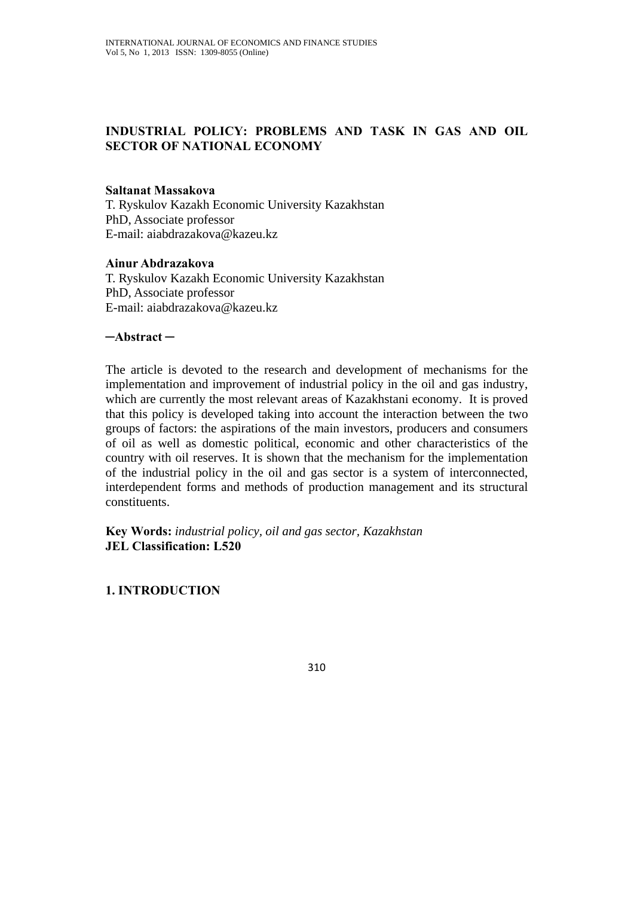# INDUSTRIAL POLICY: PROBLEMS AND TASK IN GAS AND OIL SECTOR OF NATIONAL ECONOMY

**Saltanat Massakova**
T. Ryskulov Kazakh Economic University Kazakhstan
PhD, Associate professor
E-mail: aiabdrazakova@kazeu.kz

**Ainur Abdrazakova**
T. Ryskulov Kazakh Economic University Kazakhstan
PhD, Associate professor
E-mail: aiabdrazakova@kazeu.kz

**─Abstract ─**

The article is devoted to the research and development of mechanisms for the implementation and improvement of industrial policy in the oil and gas industry, which are currently the most relevant areas of Kazakhstani economy. It is proved that this policy is developed taking into account the interaction between the two groups of factors: the aspirations of the main investors, producers and consumers of oil as well as domestic political, economic and other characteristics of the country with oil reserves. It is shown that the mechanism for the implementation of the industrial policy in the oil and gas sector is a system of interconnected, interdependent forms and methods of production management and its structural constituents.

**Key Words:** *industrial policy, oil and gas sector, Kazakhstan*
**JEL Classification: L520**

## 1. INTRODUCTION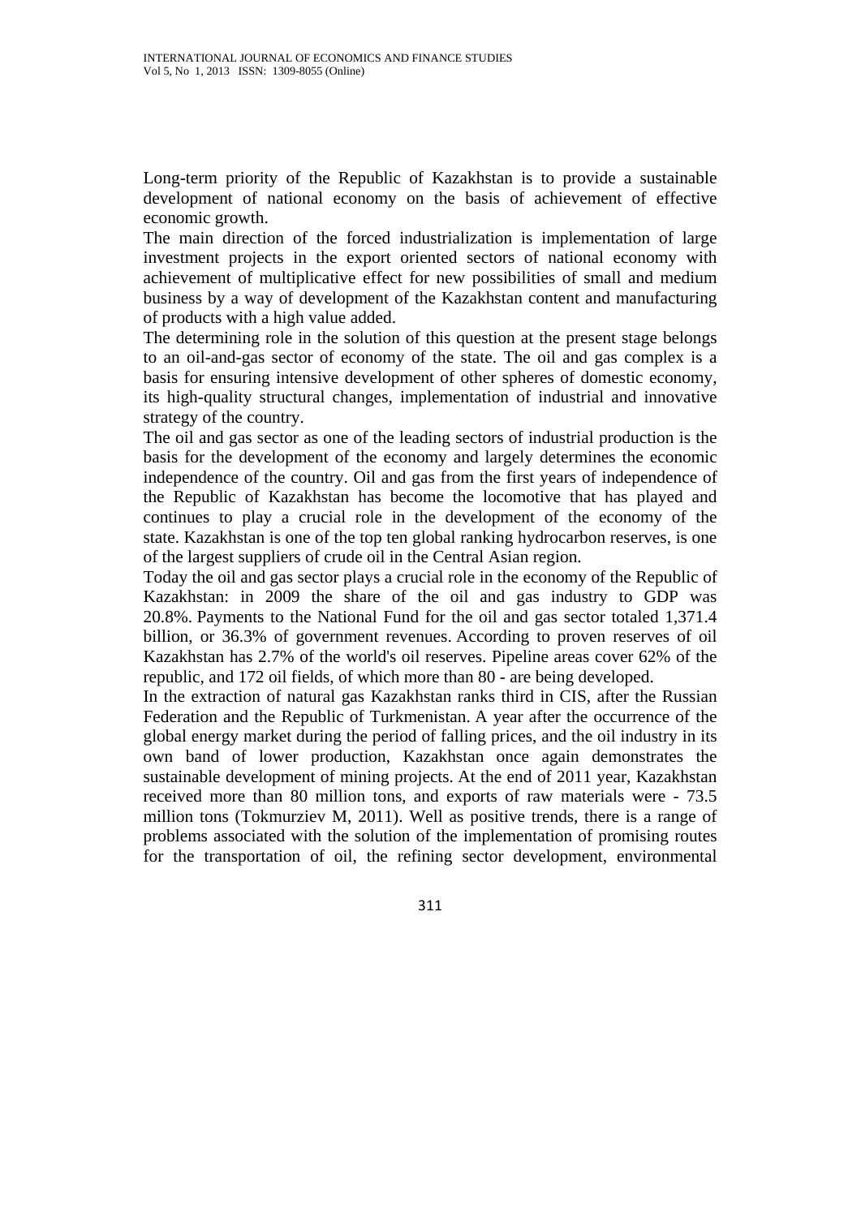Long-term priority of the Republic of Kazakhstan is to provide a sustainable development of national economy on the basis of achievement of effective economic growth.

The main direction of the forced industrialization is implementation of large investment projects in the export oriented sectors of national economy with achievement of multiplicative effect for new possibilities of small and medium business by a way of development of the Kazakhstan content and manufacturing of products with a high value added.

The determining role in the solution of this question at the present stage belongs to an oil-and-gas sector of economy of the state. The oil and gas complex is a basis for ensuring intensive development of other spheres of domestic economy, its high-quality structural changes, implementation of industrial and innovative strategy of the country.

The oil and gas sector as one of the leading sectors of industrial production is the basis for the development of the economy and largely determines the economic independence of the country. Oil and gas from the first years of independence of the Republic of Kazakhstan has become the locomotive that has played and continues to play a crucial role in the development of the economy of the state. Kazakhstan is one of the top ten global ranking hydrocarbon reserves, is one of the largest suppliers of crude oil in the Central Asian region.

Today the oil and gas sector plays a crucial role in the economy of the Republic of Kazakhstan: in 2009 the share of the oil and gas industry to GDP was 20.8%. Payments to the National Fund for the oil and gas sector totaled 1,371.4 billion, or 36.3% of government revenues. According to proven reserves of oil Kazakhstan has 2.7% of the world's oil reserves. Pipeline areas cover 62% of the republic, and 172 oil fields, of which more than 80 - are being developed.

In the extraction of natural gas Kazakhstan ranks third in CIS, after the Russian Federation and the Republic of Turkmenistan. A year after the occurrence of the global energy market during the period of falling prices, and the oil industry in its own band of lower production, Kazakhstan once again demonstrates the sustainable development of mining projects. At the end of 2011 year, Kazakhstan received more than 80 million tons, and exports of raw materials were - 73.5 million tons (Tokmurziev M, 2011). Well as positive trends, there is a range of problems associated with the solution of the implementation of promising routes for the transportation of oil, the refining sector development, environmental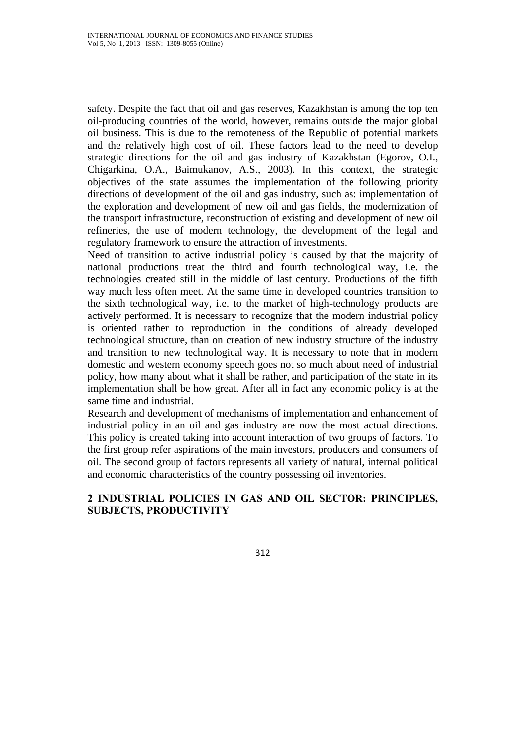safety. Despite the fact that oil and gas reserves, Kazakhstan is among the top ten oil-producing countries of the world, however, remains outside the major global oil business. This is due to the remoteness of the Republic of potential markets and the relatively high cost of oil. These factors lead to the need to develop strategic directions for the oil and gas industry of Kazakhstan (Egorov, O.I., Chigarkina, O.A., Baimukanov, A.S., 2003). In this context, the strategic objectives of the state assumes the implementation of the following priority directions of development of the oil and gas industry, such as: implementation of the exploration and development of new oil and gas fields, the modernization of the transport infrastructure, reconstruction of existing and development of new oil refineries, the use of modern technology, the development of the legal and regulatory framework to ensure the attraction of investments.

Need of transition to active industrial policy is caused by that the majority of national productions treat the third and fourth technological way, i.e. the technologies created still in the middle of last century. Productions of the fifth way much less often meet. At the same time in developed countries transition to the sixth technological way, i.e. to the market of high-technology products are actively performed. It is necessary to recognize that the modern industrial policy is oriented rather to reproduction in the conditions of already developed technological structure, than on creation of new industry structure of the industry and transition to new technological way. It is necessary to note that in modern domestic and western economy speech goes not so much about need of industrial policy, how many about what it shall be rather, and participation of the state in its implementation shall be how great. After all in fact any economic policy is at the same time and industrial.

Research and development of mechanisms of implementation and enhancement of industrial policy in an oil and gas industry are now the most actual directions. This policy is created taking into account interaction of two groups of factors. To the first group refer aspirations of the main investors, producers and consumers of oil. The second group of factors represents all variety of natural, internal political and economic characteristics of the country possessing oil inventories.

## 2 INDUSTRIAL POLICIES IN GAS AND OIL SECTOR: PRINCIPLES, SUBJECTS, PRODUCTIVITY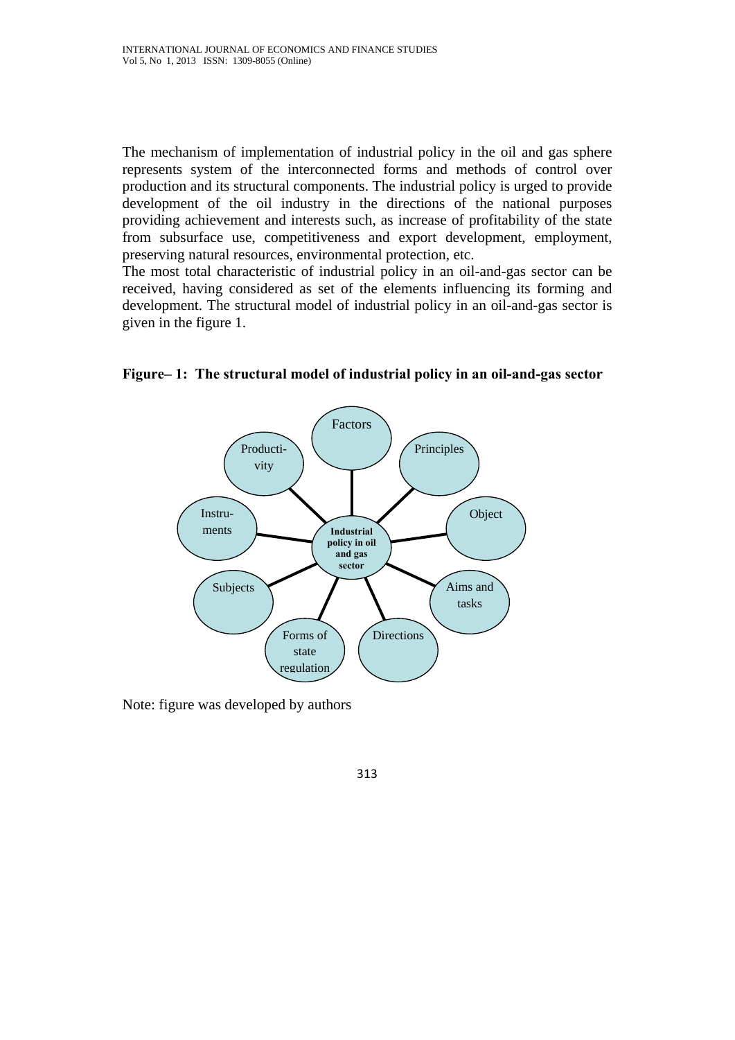The mechanism of implementation of industrial policy in the oil and gas sphere represents system of the interconnected forms and methods of control over production and its structural components. The industrial policy is urged to provide development of the oil industry in the directions of the national purposes providing achievement and interests such, as increase of profitability of the state from subsurface use, competitiveness and export development, employment, preserving natural resources, environmental protection, etc.

The most total characteristic of industrial policy in an oil-and-gas sector can be received, having considered as set of the elements influencing its forming and development. The structural model of industrial policy in an oil-and-gas sector is given in the figure 1.

**Figure– 1: The structural model of industrial policy in an oil-and-gas sector**

Industrial policy in oil and gas sector

Factors

Principles

Object

Aims and tasks

Directions

Forms of state regulation

Subjects

Instru-ments

Producti-vity

Note: figure was developed by authors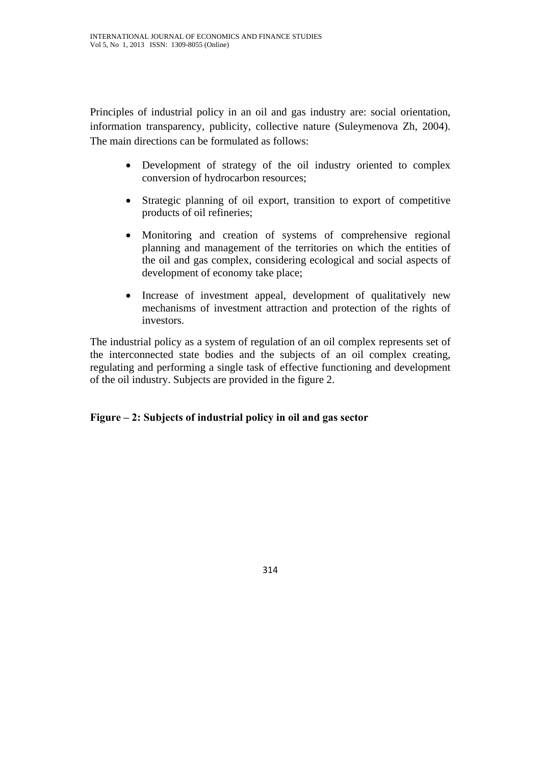Principles of industrial policy in an oil and gas industry are: social orientation, information transparency, publicity, collective nature (Suleymenova Zh, 2004). The main directions can be formulated as follows:

- Development of strategy of the oil industry oriented to complex conversion of hydrocarbon resources;
- Strategic planning of oil export, transition to export of competitive products of oil refineries;
- Monitoring and creation of systems of comprehensive regional planning and management of the territories on which the entities of the oil and gas complex, considering ecological and social aspects of development of economy take place;
- Increase of investment appeal, development of qualitatively new mechanisms of investment attraction and protection of the rights of investors.

The industrial policy as a system of regulation of an oil complex represents set of the interconnected state bodies and the subjects of an oil complex creating, regulating and performing a single task of effective functioning and development of the oil industry. Subjects are provided in the figure 2.

**Figure – 2: Subjects of industrial policy in oil and gas sector**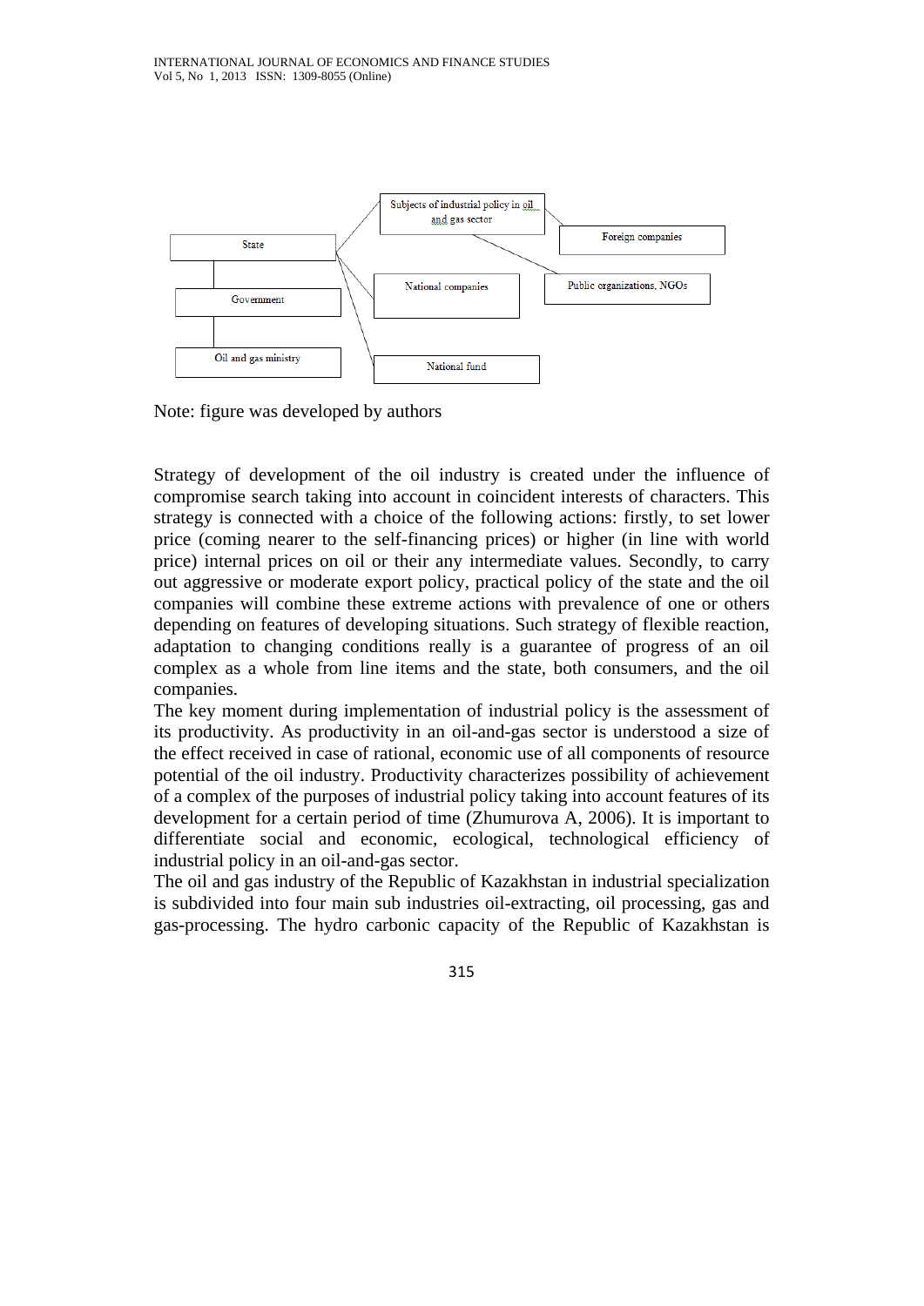State

Government

Oil and gas ministry

Subjects of industrial policy in oil and gas sector

Foreign companies

National companies

Public organizations, NGOs

National fund

Note: figure was developed by authors

Strategy of development of the oil industry is created under the influence of compromise search taking into account in coincident interests of characters. This strategy is connected with a choice of the following actions: firstly, to set lower price (coming nearer to the self-financing prices) or higher (in line with world price) internal prices on oil or their any intermediate values. Secondly, to carry out aggressive or moderate export policy, practical policy of the state and the oil companies will combine these extreme actions with prevalence of one or others depending on features of developing situations. Such strategy of flexible reaction, adaptation to changing conditions really is a guarantee of progress of an oil complex as a whole from line items and the state, both consumers, and the oil companies.

The key moment during implementation of industrial policy is the assessment of its productivity. As productivity in an oil-and-gas sector is understood a size of the effect received in case of rational, economic use of all components of resource potential of the oil industry. Productivity characterizes possibility of achievement of a complex of the purposes of industrial policy taking into account features of its development for a certain period of time (Zhumurova A, 2006). It is important to differentiate social and economic, ecological, technological efficiency of industrial policy in an oil-and-gas sector.

The oil and gas industry of the Republic of Kazakhstan in industrial specialization is subdivided into four main sub industries oil-extracting, oil processing, gas and gas-processing. The hydro carbonic capacity of the Republic of Kazakhstan is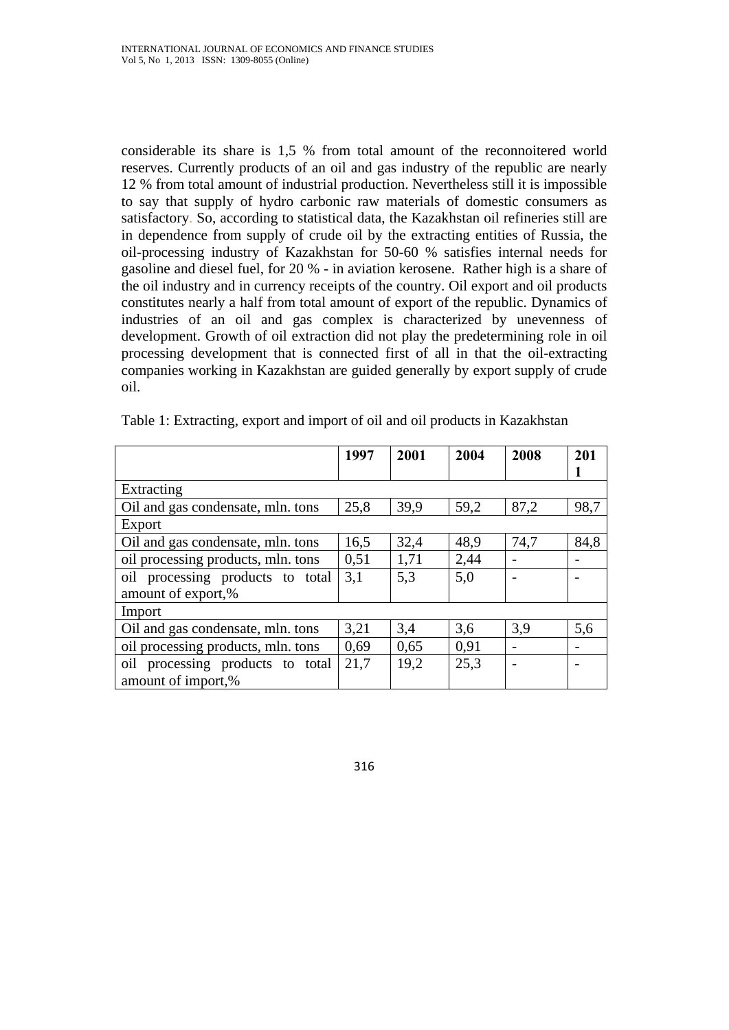considerable its share is 1,5 % from total amount of the reconnoitered world reserves. Currently products of an oil and gas industry of the republic are nearly 12 % from total amount of industrial production. Nevertheless still it is impossible to say that supply of hydro carbonic raw materials of domestic consumers as satisfactory. So, according to statistical data, the Kazakhstan oil refineries still are in dependence from supply of crude oil by the extracting entities of Russia, the oil-processing industry of Kazakhstan for 50-60 % satisfies internal needs for gasoline and diesel fuel, for 20 % - in aviation kerosene. Rather high is a share of the oil industry and in currency receipts of the country. Oil export and oil products constitutes nearly a half from total amount of export of the republic. Dynamics of industries of an oil and gas complex is characterized by unevenness of development. Growth of oil extraction did not play the predetermining role in oil processing development that is connected first of all in that the oil-extracting companies working in Kazakhstan are guided generally by export supply of crude oil.

Table 1: Extracting, export and import of oil and oil products in Kazakhstan

| | **1997** | **2001** | **2004** | **2008** | **2011** |
|---|---|---|---|---|---|
| Extracting | | | | | |
| Oil and gas condensate, mln. tons | 25,8 | 39,9 | 59,2 | 87,2 | 98,7 |
| Export | | | | | |
| Oil and gas condensate, mln. tons | 16,5 | 32,4 | 48,9 | 74,7 | 84,8 |
| oil processing products, mln. tons | 0,51 | 1,71 | 2,44 | - | - |
| oil processing products to total amount of export,% | 3,1 | 5,3 | 5,0 | - | - |
| Import | | | | | |
| Oil and gas condensate, mln. tons | 3,21 | 3,4 | 3,6 | 3,9 | 5,6 |
| oil processing products, mln. tons | 0,69 | 0,65 | 0,91 | - | - |
| oil processing products to total amount of import,% | 21,7 | 19,2 | 25,3 | - | - |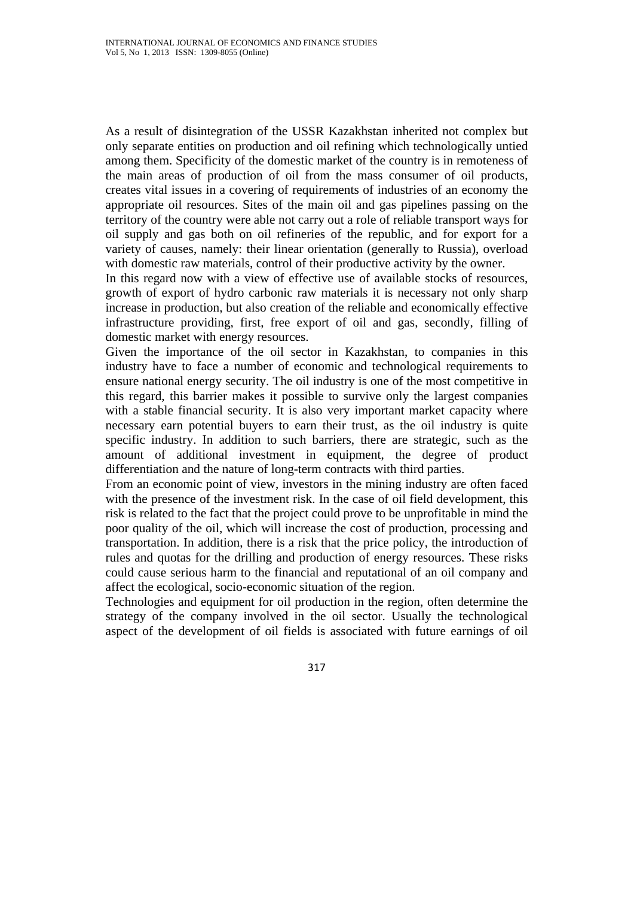As a result of disintegration of the USSR Kazakhstan inherited not complex but only separate entities on production and oil refining which technologically untied among them. Specificity of the domestic market of the country is in remoteness of the main areas of production of oil from the mass consumer of oil products, creates vital issues in a covering of requirements of industries of an economy the appropriate oil resources. Sites of the main oil and gas pipelines passing on the territory of the country were able not carry out a role of reliable transport ways for oil supply and gas both on oil refineries of the republic, and for export for a variety of causes, namely: their linear orientation (generally to Russia), overload with domestic raw materials, control of their productive activity by the owner.

In this regard now with a view of effective use of available stocks of resources, growth of export of hydro carbonic raw materials it is necessary not only sharp increase in production, but also creation of the reliable and economically effective infrastructure providing, first, free export of oil and gas, secondly, filling of domestic market with energy resources.

Given the importance of the oil sector in Kazakhstan, to companies in this industry have to face a number of economic and technological requirements to ensure national energy security. The oil industry is one of the most competitive in this regard, this barrier makes it possible to survive only the largest companies with a stable financial security. It is also very important market capacity where necessary earn potential buyers to earn their trust, as the oil industry is quite specific industry. In addition to such barriers, there are strategic, such as the amount of additional investment in equipment, the degree of product differentiation and the nature of long-term contracts with third parties.

From an economic point of view, investors in the mining industry are often faced with the presence of the investment risk. In the case of oil field development, this risk is related to the fact that the project could prove to be unprofitable in mind the poor quality of the oil, which will increase the cost of production, processing and transportation. In addition, there is a risk that the price policy, the introduction of rules and quotas for the drilling and production of energy resources. These risks could cause serious harm to the financial and reputational of an oil company and affect the ecological, socio-economic situation of the region.

Technologies and equipment for oil production in the region, often determine the strategy of the company involved in the oil sector. Usually the technological aspect of the development of oil fields is associated with future earnings of oil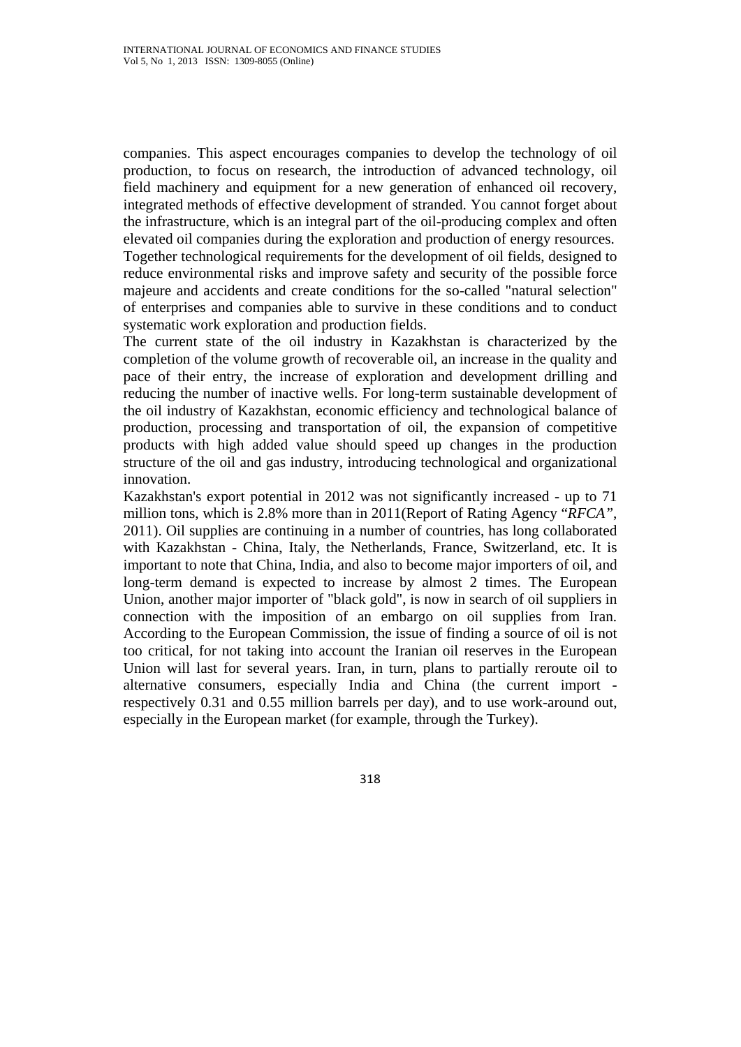companies. This aspect encourages companies to develop the technology of oil production, to focus on research, the introduction of advanced technology, oil field machinery and equipment for a new generation of enhanced oil recovery, integrated methods of effective development of stranded. You cannot forget about the infrastructure, which is an integral part of the oil-producing complex and often elevated oil companies during the exploration and production of energy resources.

Together technological requirements for the development of oil fields, designed to reduce environmental risks and improve safety and security of the possible force majeure and accidents and create conditions for the so-called "natural selection" of enterprises and companies able to survive in these conditions and to conduct systematic work exploration and production fields.

The current state of the oil industry in Kazakhstan is characterized by the completion of the volume growth of recoverable oil, an increase in the quality and pace of their entry, the increase of exploration and development drilling and reducing the number of inactive wells. For long-term sustainable development of the oil industry of Kazakhstan, economic efficiency and technological balance of production, processing and transportation of oil, the expansion of competitive products with high added value should speed up changes in the production structure of the oil and gas industry, introducing technological and organizational innovation.

Kazakhstan's export potential in 2012 was not significantly increased - up to 71 million tons, which is 2.8% more than in 2011(Report of Rating Agency "*RFCA"*, 2011). Oil supplies are continuing in a number of countries, has long collaborated with Kazakhstan - China, Italy, the Netherlands, France, Switzerland, etc. It is important to note that China, India, and also to become major importers of oil, and long-term demand is expected to increase by almost 2 times. The European Union, another major importer of "black gold", is now in search of oil suppliers in connection with the imposition of an embargo on oil supplies from Iran. According to the European Commission, the issue of finding a source of oil is not too critical, for not taking into account the Iranian oil reserves in the European Union will last for several years. Iran, in turn, plans to partially reroute oil to alternative consumers, especially India and China (the current import - respectively 0.31 and 0.55 million barrels per day), and to use work-around out, especially in the European market (for example, through the Turkey).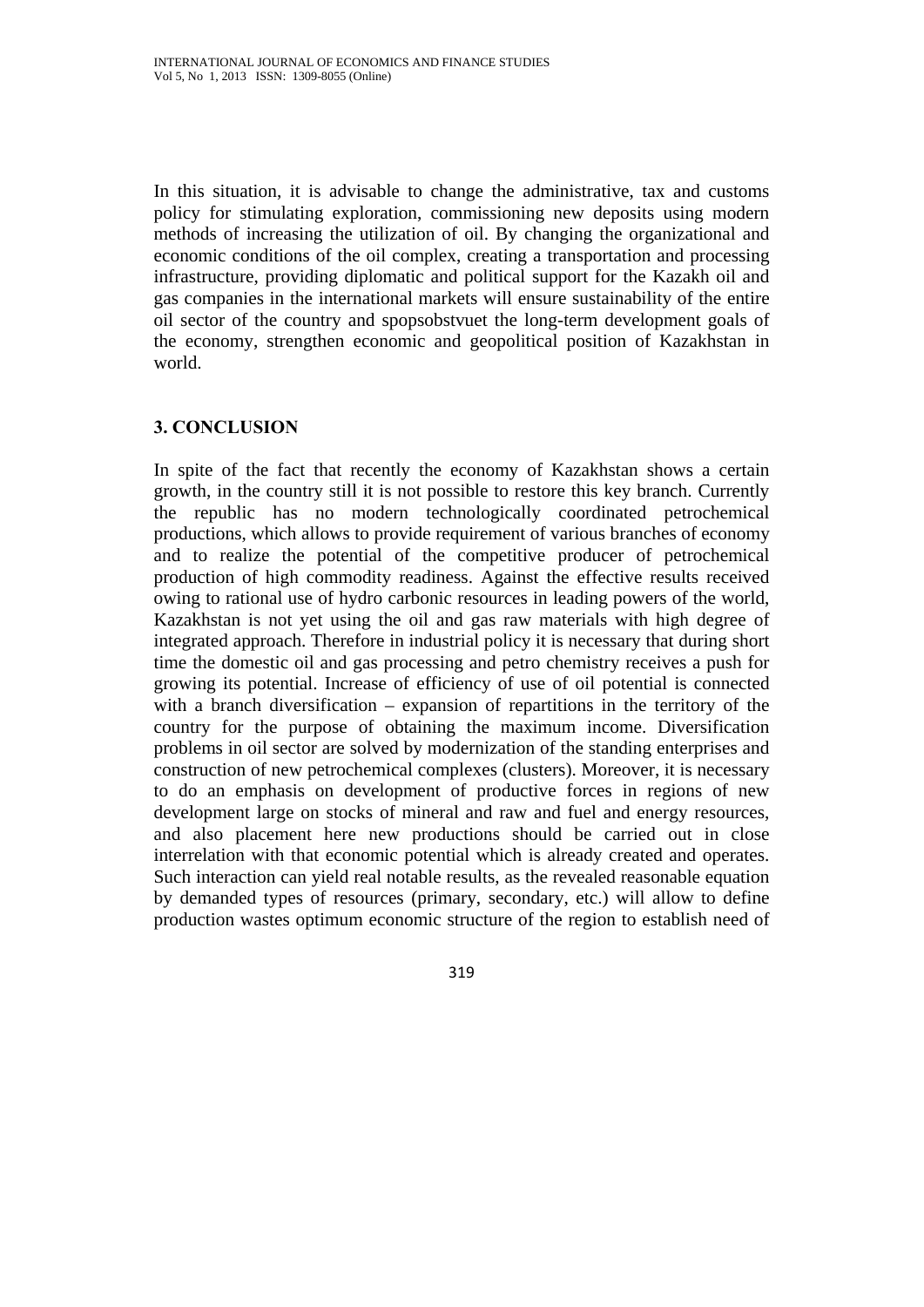In this situation, it is advisable to change the administrative, tax and customs policy for stimulating exploration, commissioning new deposits using modern methods of increasing the utilization of oil. By changing the organizational and economic conditions of the oil complex, creating a transportation and processing infrastructure, providing diplomatic and political support for the Kazakh oil and gas companies in the international markets will ensure sustainability of the entire oil sector of the country and spopsobstvuet the long-term development goals of the economy, strengthen economic and geopolitical position of Kazakhstan in world.

## 3. CONCLUSION

In spite of the fact that recently the economy of Kazakhstan shows a certain growth, in the country still it is not possible to restore this key branch. Currently the republic has no modern technologically coordinated petrochemical productions, which allows to provide requirement of various branches of economy and to realize the potential of the competitive producer of petrochemical production of high commodity readiness. Against the effective results received owing to rational use of hydro carbonic resources in leading powers of the world, Kazakhstan is not yet using the oil and gas raw materials with high degree of integrated approach. Therefore in industrial policy it is necessary that during short time the domestic oil and gas processing and petro chemistry receives a push for growing its potential. Increase of efficiency of use of oil potential is connected with a branch diversification – expansion of repartitions in the territory of the country for the purpose of obtaining the maximum income. Diversification problems in oil sector are solved by modernization of the standing enterprises and construction of new petrochemical complexes (clusters). Moreover, it is necessary to do an emphasis on development of productive forces in regions of new development large on stocks of mineral and raw and fuel and energy resources, and also placement here new productions should be carried out in close interrelation with that economic potential which is already created and operates. Such interaction can yield real notable results, as the revealed reasonable equation by demanded types of resources (primary, secondary, etc.) will allow to define production wastes optimum economic structure of the region to establish need of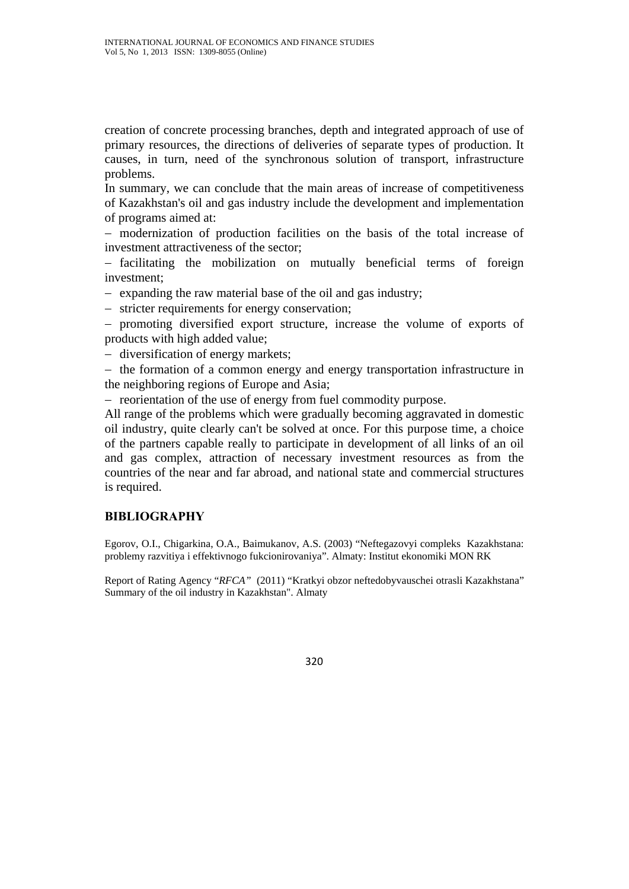creation of concrete processing branches, depth and integrated approach of use of primary resources, the directions of deliveries of separate types of production. It causes, in turn, need of the synchronous solution of transport, infrastructure problems.

In summary, we can conclude that the main areas of increase of competitiveness of Kazakhstan's oil and gas industry include the development and implementation of programs aimed at:

– modernization of production facilities on the basis of the total increase of investment attractiveness of the sector;
– facilitating the mobilization on mutually beneficial terms of foreign investment;
– expanding the raw material base of the oil and gas industry;
– stricter requirements for energy conservation;
– promoting diversified export structure, increase the volume of exports of products with high added value;
– diversification of energy markets;
– the formation of a common energy and energy transportation infrastructure in the neighboring regions of Europe and Asia;
– reorientation of the use of energy from fuel commodity purpose.

All range of the problems which were gradually becoming aggravated in domestic oil industry, quite clearly can't be solved at once. For this purpose time, a choice of the partners capable really to participate in development of all links of an oil and gas complex, attraction of necessary investment resources as from the countries of the near and far abroad, and national state and commercial structures is required.

## BIBLIOGRAPHY

Egorov, O.I., Chigarkina, O.A., Baimukanov, A.S. (2003) "Neftegazovyi compleks Kazakhstana: problemy razvitiya i effektivnogo fukcionirovaniya". Almaty: Institut ekonomiki MON RK

Report of Rating Agency "*RFCA*" (2011) "Kratkyi obzor neftedobyvauschei otrasli Kazakhstana" Summary of the oil industry in Kazakhstan". Almaty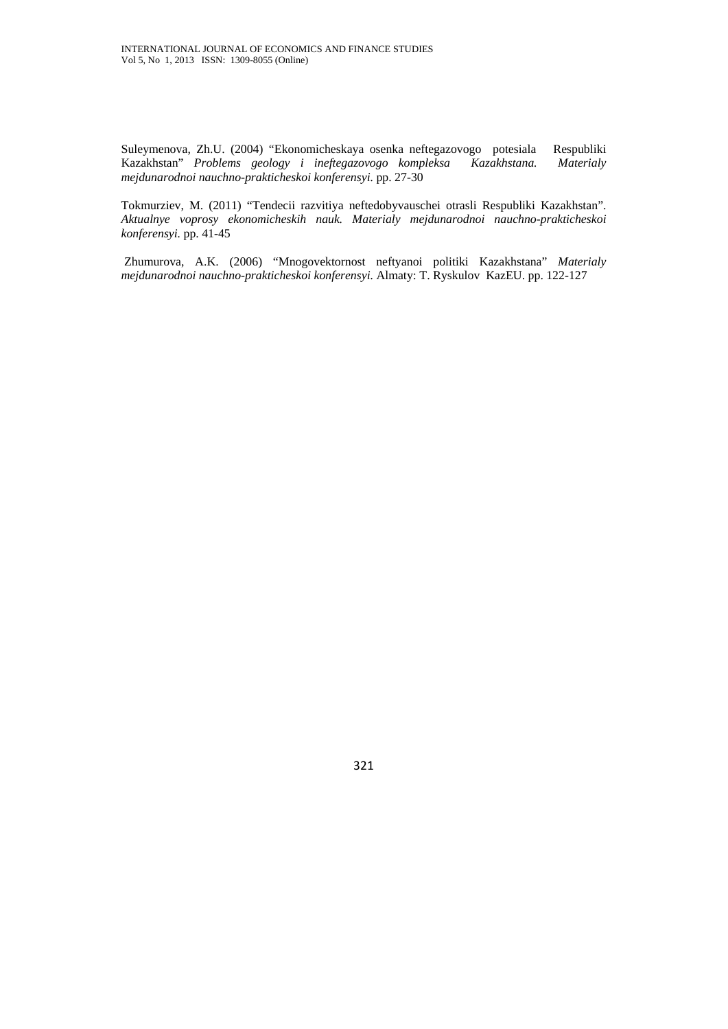Suleymenova, Zh.U. (2004) “Ekonomicheskaya osenka neftegazovogo potesiala Respubliki Kazakhstan” *Problems geology i ineftegazovogo kompleksa Kazakhstana. Materialy mejdunarodnoi nauchno-prakticheskoi konferensyi.* pp. 27-30

Tokmurziev, M. (2011) “Tendecii razvitiya neftedobyvauschei otrasli Respubliki Kazakhstan”. *Aktualnye voprosy ekonomicheskih nauk. Materialy mejdunarodnoi nauchno-prakticheskoi konferensyi.* pp. 41-45

Zhumurova, A.K. (2006) “Mnogovektornost neftyanoi politiki Kazakhstana” *Materialy mejdunarodnoi nauchno-prakticheskoi konferensyi.* Almaty: T. Ryskulov KazEU. pp. 122-127